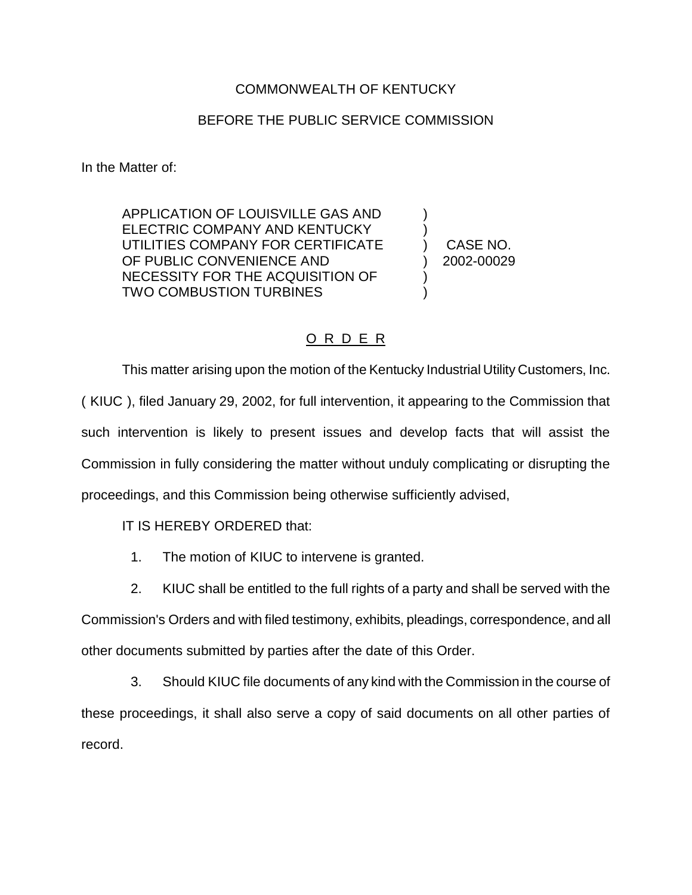COMMONWEALTH OF KENTUCKY

BEFORE THE PUBLIC SERVICE COMMISSION

In the Matter of:

APPLICATION OF LOUISVILLE GAS AND ELECTRIC COMPANY AND KENTUCKY UTILITIES COMPANY FOR CERTIFICATE OF PUBLIC CONVENIENCE AND NECESSITY FOR THE ACQUISITION OF TWO COMBUSTION TURBINES ) CASE NO. 2002-00029

## O R D E R

This matter arising upon the motion of the Kentucky Industrial Utility Customers, Inc. ( KIUC ), filed January 29, 2002, for full intervention, it appearing to the Commission that such intervention is likely to present issues and develop facts that will assist the Commission in fully considering the matter without unduly complicating or disrupting the proceedings, and this Commission being otherwise sufficiently advised,

IT IS HEREBY ORDERED that:

1. The motion of KIUC to intervene is granted.

2. KIUC shall be entitled to the full rights of a party and shall be served with the Commission's Orders and with filed testimony, exhibits, pleadings, correspondence, and all other documents submitted by parties after the date of this Order.

3. Should KIUC file documents of any kind with the Commission in the course of these proceedings, it shall also serve a copy of said documents on all other parties of record.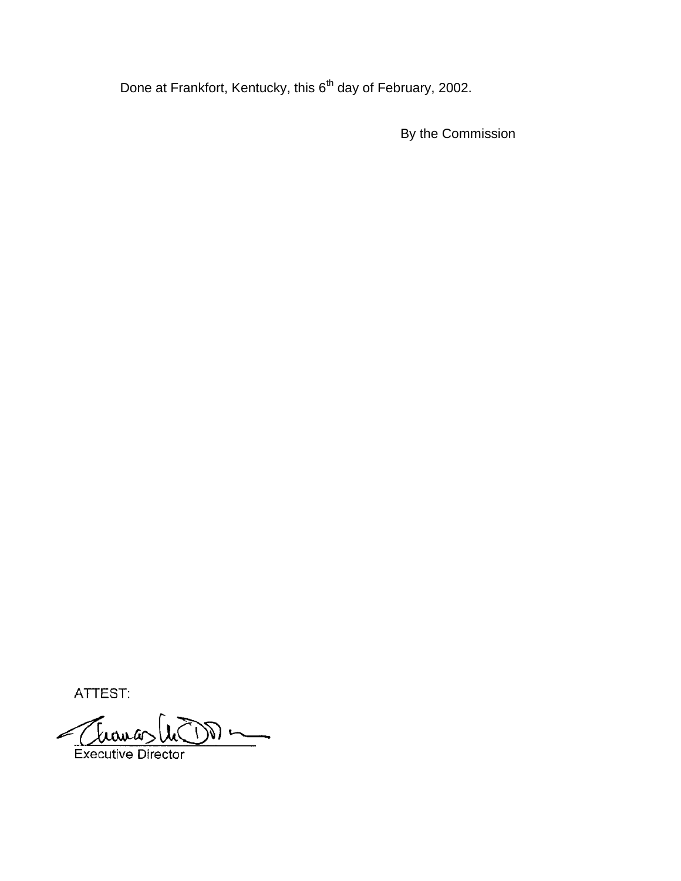Done at Frankfort, Kentucky, this 6th day of February, 2002.

By the Commission

ATTEST:

Executive Director